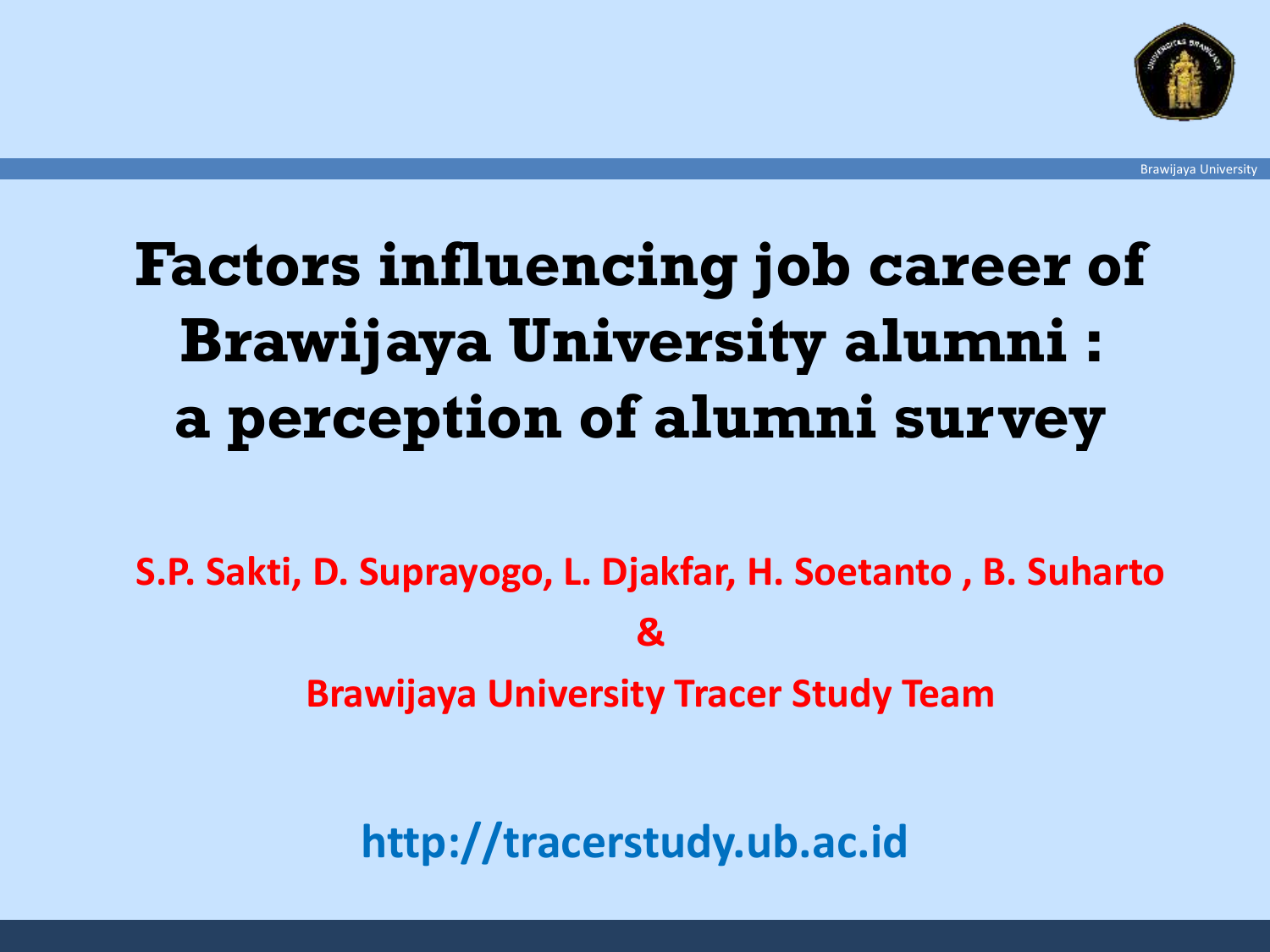# Factors influencing job career of Brawijaya University alumni : a perception of alumni survey

**S.P. Sakti, D. Suprayogo, L. Djakfar, H. Soetanto , B. Suharto**

**&**

**Brawijaya University Tracer Study Team**

**http://tracerstudy.ub.ac.id**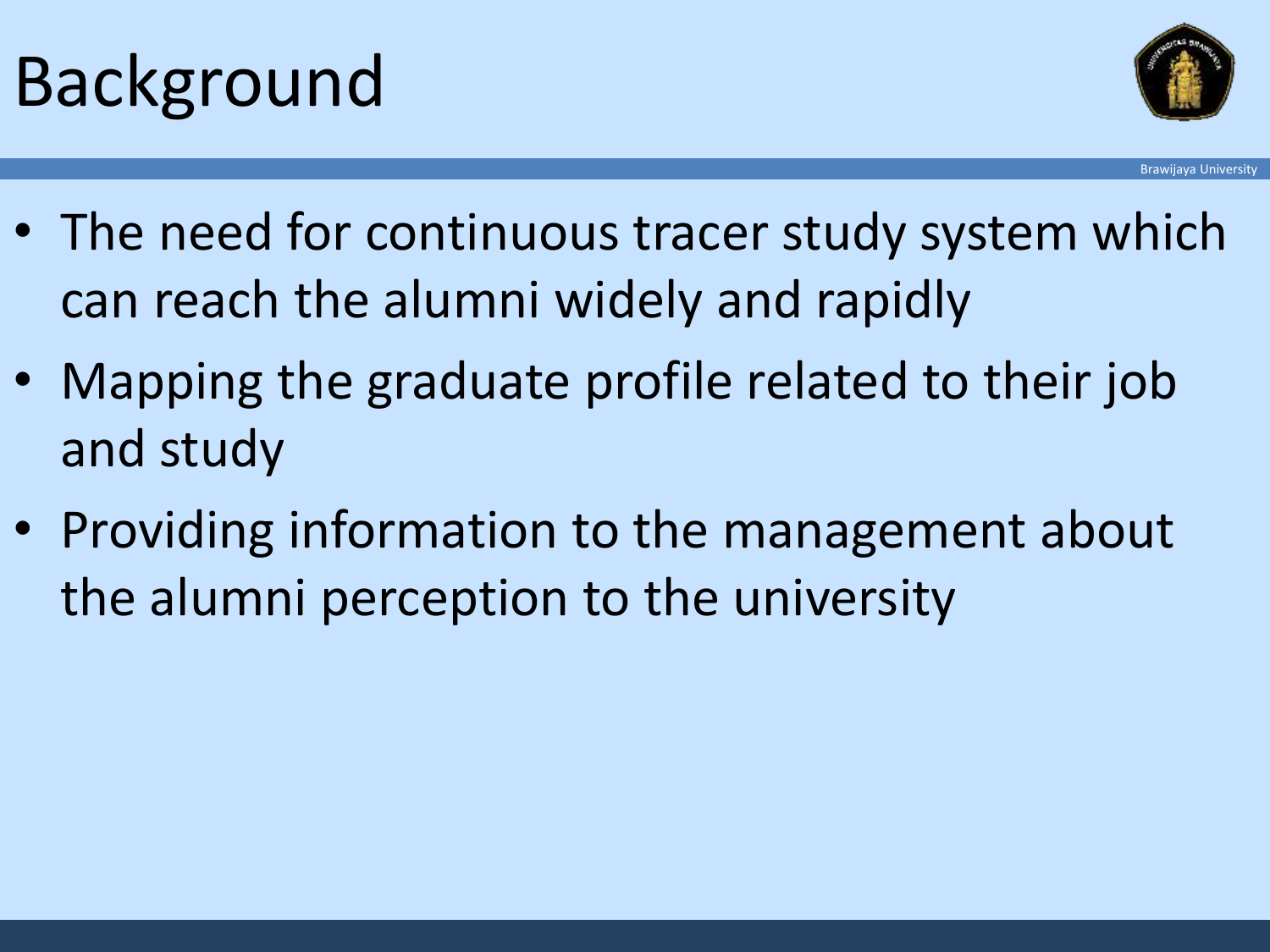# Background

- The need for continuous tracer study system which can reach the alumni widely and rapidly
- Mapping the graduate profile related to their job and study
- Providing information to the management about the alumni perception to the university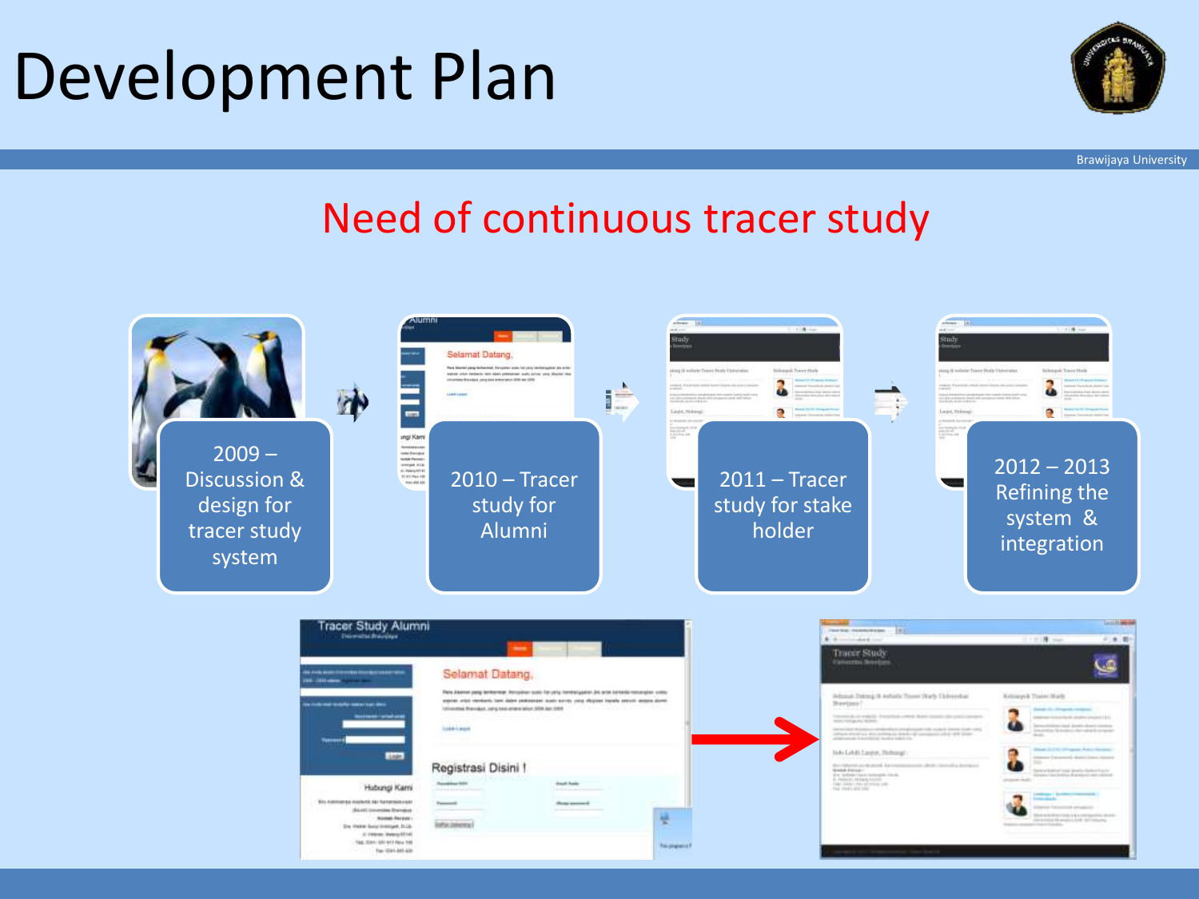# Development Plan

## Need of continuous tracer study

2009 – Discussion & design for tracer study system

2010 – Tracer study for Alumni

2011 – Tracer study for stake holder

2012 – 2013 Refining the system & integration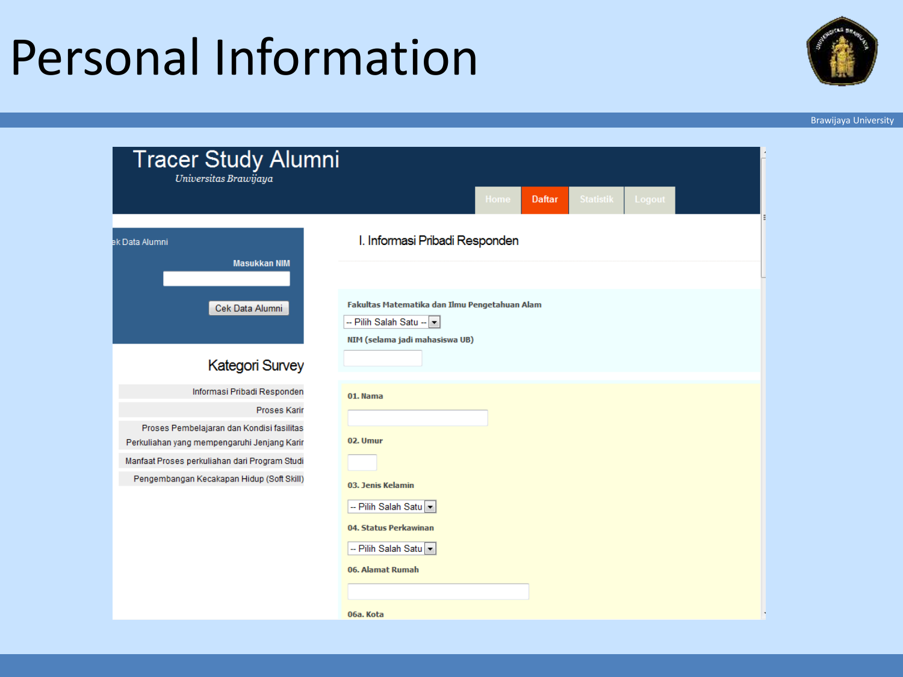# Personal Information

Brawijaya University

Tracer Study Alumni

*Universitas Brawijaya*

Home | Daftar | Statistik | Logout

ek Data Alumni

Masukkan NIM

Cek Data Alumni

Kategori Survey

- Informasi Pribadi Responden
- Proses Karir
- Proses Pembelajaran dan Kondisi fasilitas Perkuliahan yang mempengaruhi Jenjang Karir
- Manfaat Proses perkuliahan dari Program Studi
- Pengembangan Kecakapan Hidup (Soft Skill)

I. Informasi Pribadi Responden

**Fakultas Matematika dan Ilmu Pengetahuan Alam**

-- Pilih Salah Satu --

**NIM (selama jadi mahasiswa UB)**

**01. Nama**

**02. Umur**

**03. Jenis Kelamin**

-- Pilih Salah Satu

**04. Status Perkawinan**

-- Pilih Salah Satu

**06. Alamat Rumah**

**06a. Kota**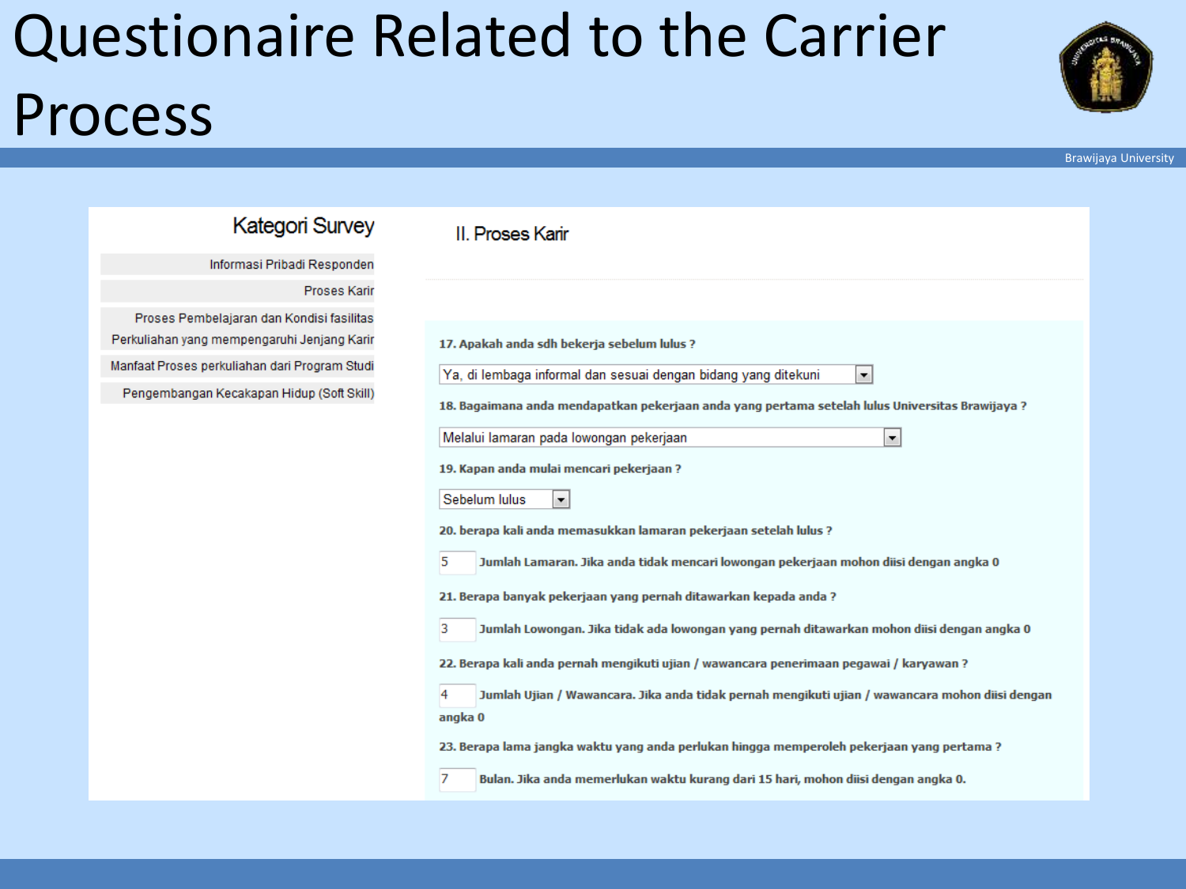# Questionnaire Related to the Carrier Process

## Kategori Survey

- Informasi Pribadi Responden
- Proses Karir
- Proses Pembelajaran dan Kondisi fasilitas Perkuliahan yang mempengaruhi Jenjang Karir
- Manfaat Proses perkuliahan dari Program Studi
- Pengembangan Kecakapan Hidup (Soft Skill)

## II. Proses Karir

**17. Apakah anda sdh bekerja sebelum lulus ?**

Ya, di lembaga informal dan sesuai dengan bidang yang ditekuni

**18. Bagaimana anda mendapatkan pekerjaan anda yang pertama setelah lulus Universitas Brawijaya ?**

Melalui lamaran pada lowongan pekerjaan

**19. Kapan anda mulai mencari pekerjaan ?**

Sebelum lulus

**20. berapa kali anda memasukkan lamaran pekerjaan setelah lulus ?**

5 **Jumlah Lamaran. Jika anda tidak mencari lowongan pekerjaan mohon diisi dengan angka 0**

**21. Berapa banyak pekerjaan yang pernah ditawarkan kepada anda ?**

3 **Jumlah Lowongan. Jika tidak ada lowongan yang pernah ditawarkan mohon diisi dengan angka 0**

**22. Berapa kali anda pernah mengikuti ujian / wawancara penerimaan pegawai / karyawan ?**

4 **Jumlah Ujian / Wawancara. Jika anda tidak pernah mengikuti ujian / wawancara mohon diisi dengan angka 0**

**23. Berapa lama jangka waktu yang anda perlukan hingga memperoleh pekerjaan yang pertama ?**

7 **Bulan. Jika anda memerlukan waktu kurang dari 15 hari, mohon diisi dengan angka 0.**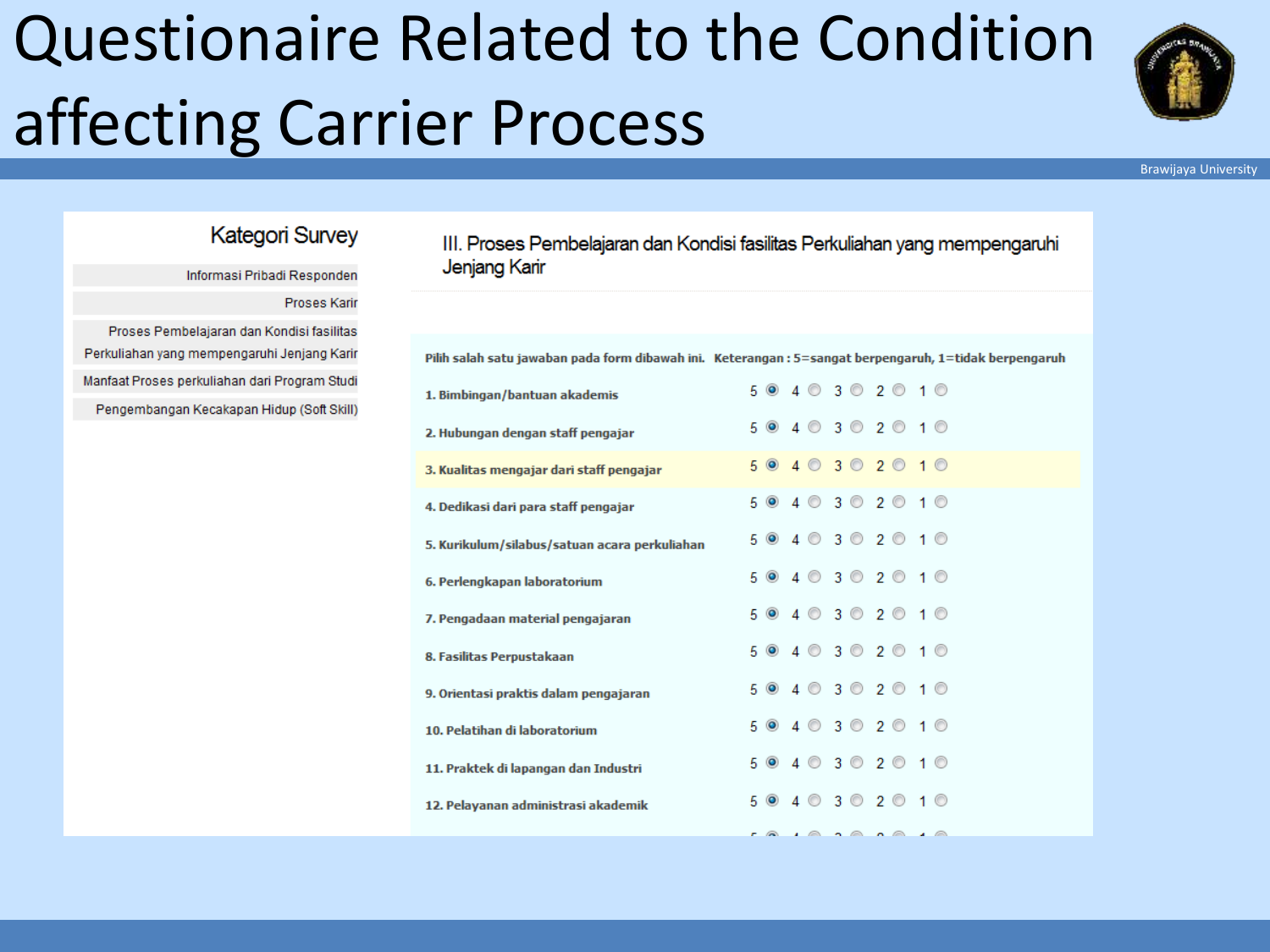# Questionaire Related to the Condition affecting Carrier Process

Brawijaya University

**Kategori Survey**

- Informasi Pribadi Responden
- Proses Karir
- Proses Pembelajaran dan Kondisi fasilitas Perkuliahan yang mempengaruhi Jenjang Karir
- Manfaat Proses perkuliahan dari Program Studi
- Pengembangan Kecakapan Hidup (Soft Skill)

## III. Proses Pembelajaran dan Kondisi fasilitas Perkuliahan yang mempengaruhi Jenjang Karir

**Pilih salah satu jawaban pada form dibawah ini. Keterangan : 5=sangat berpengaruh, 1=tidak berpengaruh**

| | | | | | |
|---|---|---|---|---|---|
| 1. Bimbingan/bantuan akademis | 5 ◉ | 4 ○ | 3 ○ | 2 ○ | 1 ○ |
| 2. Hubungan dengan staff pengajar | 5 ◉ | 4 ○ | 3 ○ | 2 ○ | 1 ○ |
| 3. Kualitas mengajar dari staff pengajar | 5 ◉ | 4 ○ | 3 ○ | 2 ○ | 1 ○ |
| 4. Dedikasi dari para staff pengajar | 5 ◉ | 4 ○ | 3 ○ | 2 ○ | 1 ○ |
| 5. Kurikulum/silabus/satuan acara perkuliahan | 5 ◉ | 4 ○ | 3 ○ | 2 ○ | 1 ○ |
| 6. Perlengkapan laboratorium | 5 ◉ | 4 ○ | 3 ○ | 2 ○ | 1 ○ |
| 7. Pengadaan material pengajaran | 5 ◉ | 4 ○ | 3 ○ | 2 ○ | 1 ○ |
| 8. Fasilitas Perpustakaan | 5 ◉ | 4 ○ | 3 ○ | 2 ○ | 1 ○ |
| 9. Orientasi praktis dalam pengajaran | 5 ◉ | 4 ○ | 3 ○ | 2 ○ | 1 ○ |
| 10. Pelatihan di laboratorium | 5 ◉ | 4 ○ | 3 ○ | 2 ○ | 1 ○ |
| 11. Praktek di lapangan dan Industri | 5 ◉ | 4 ○ | 3 ○ | 2 ○ | 1 ○ |
| 12. Pelayanan administrasi akademik | 5 ◉ | 4 ○ | 3 ○ | 2 ○ | 1 ○ |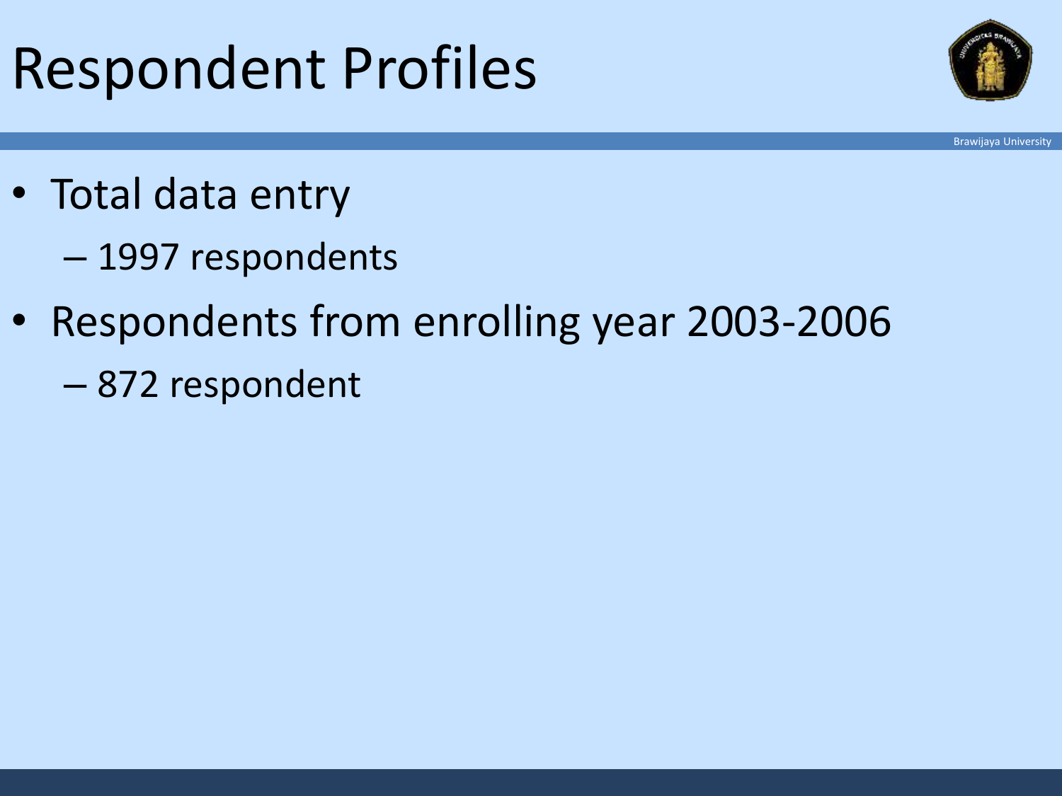# Respondent Profiles

- Total data entry
  - 1997 respondents
- Respondents from enrolling year 2003-2006
  - 872 respondent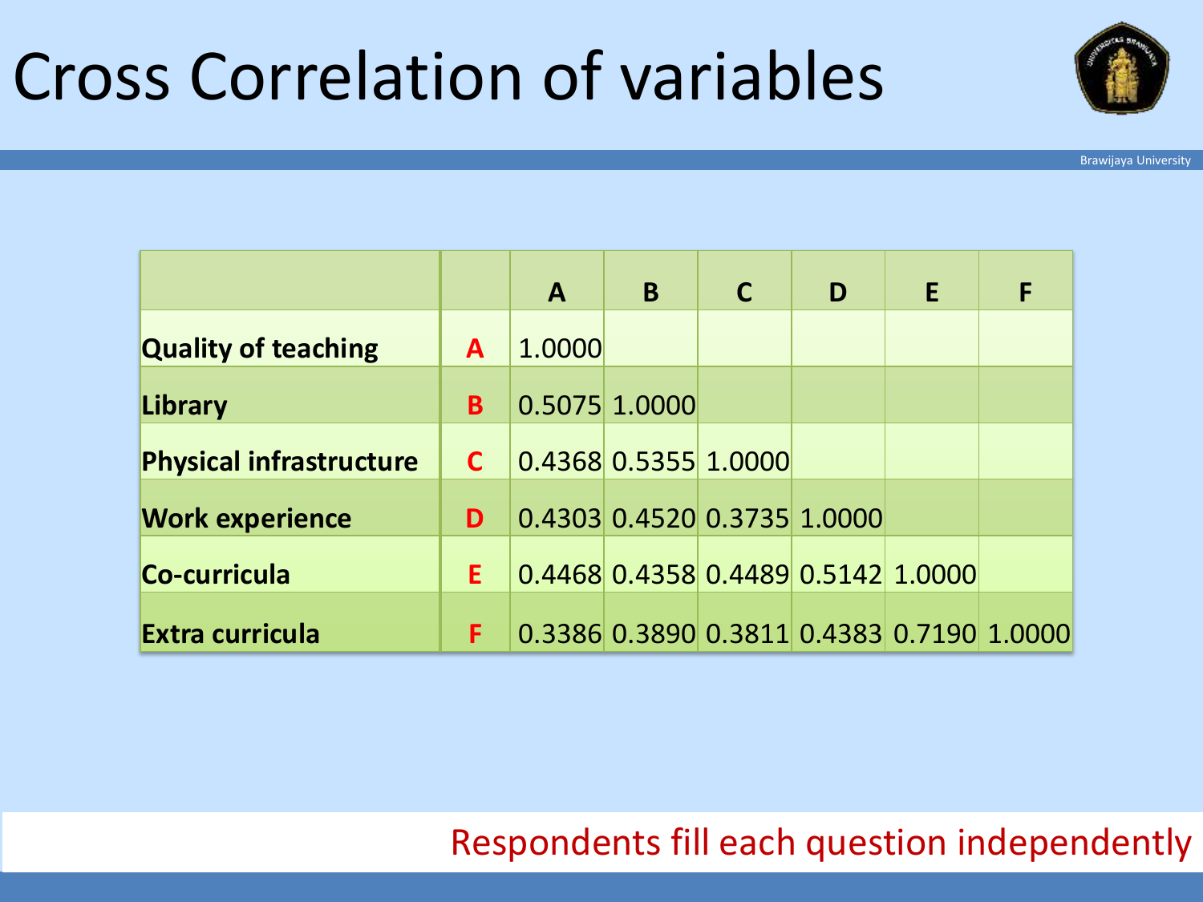# Cross Correlation of variables

| | | A | B | C | D | E | F |
|---|---|---|---|---|---|---|---|
| **Quality of teaching** | **A** | 1.0000 | | | | | |
| **Library** | **B** | 0.5075 | 1.0000 | | | | |
| **Physical infrastructure** | **C** | 0.4368 | 0.5355 | 1.0000 | | | |
| **Work experience** | **D** | 0.4303 | 0.4520 | 0.3735 | 1.0000 | | |
| **Co-curricula** | **E** | 0.4468 | 0.4358 | 0.4489 | 0.5142 | 1.0000 | |
| **Extra curricula** | **F** | 0.3386 | 0.3890 | 0.3811 | 0.4383 | 0.7190 | 1.0000 |

Respondents fill each question independently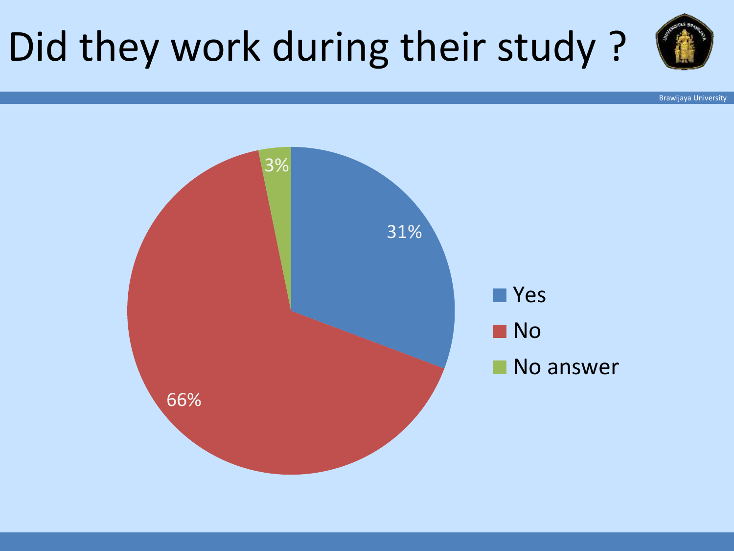# Did they work during their study ?

| Response | Percentage |
|---|---|
| Yes | 31% |
| No | 66% |
| No answer | 3% |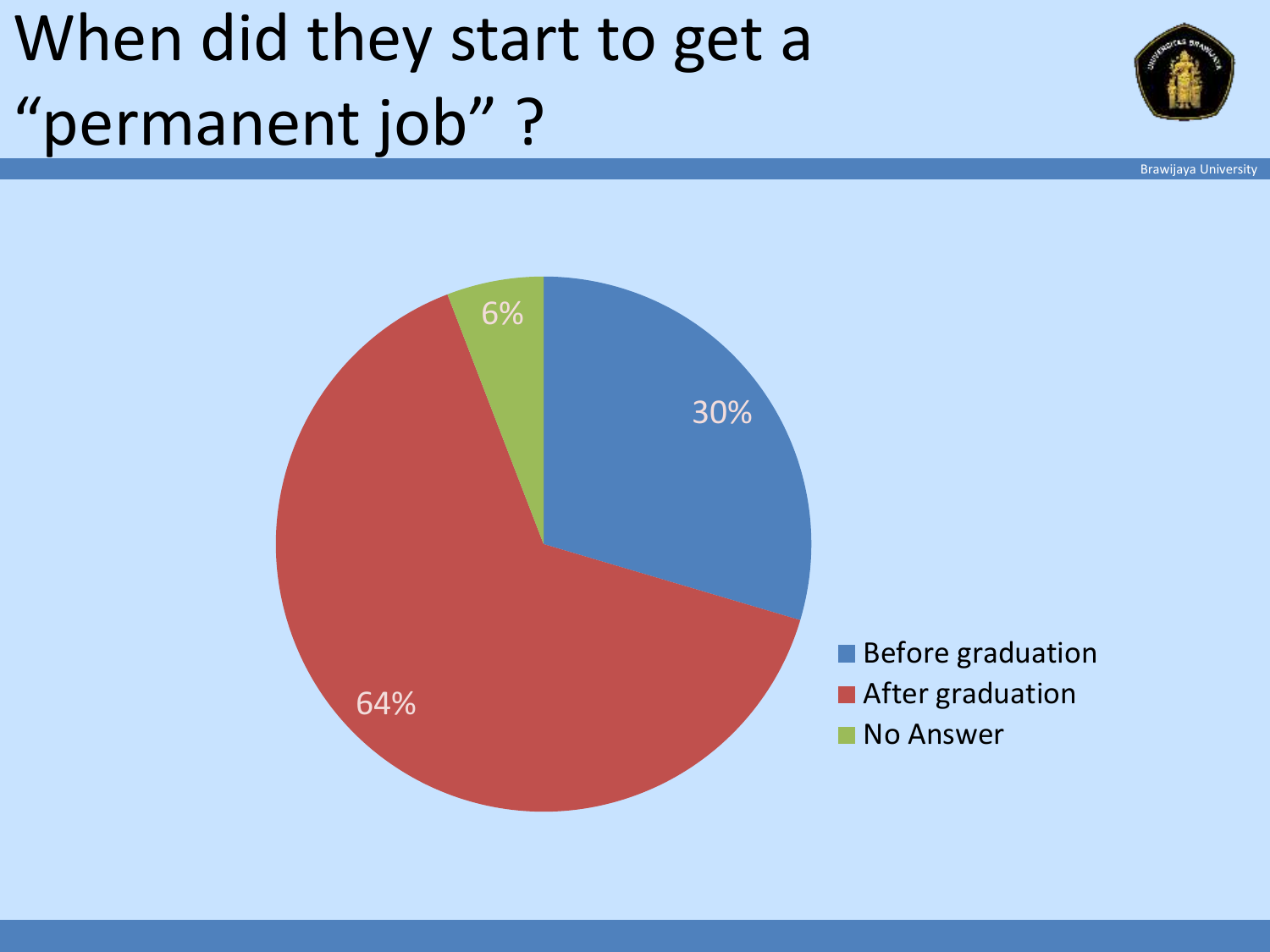# When did they start to get a "permanent job" ?

6%
30%
64%

Before graduation
After graduation
No Answer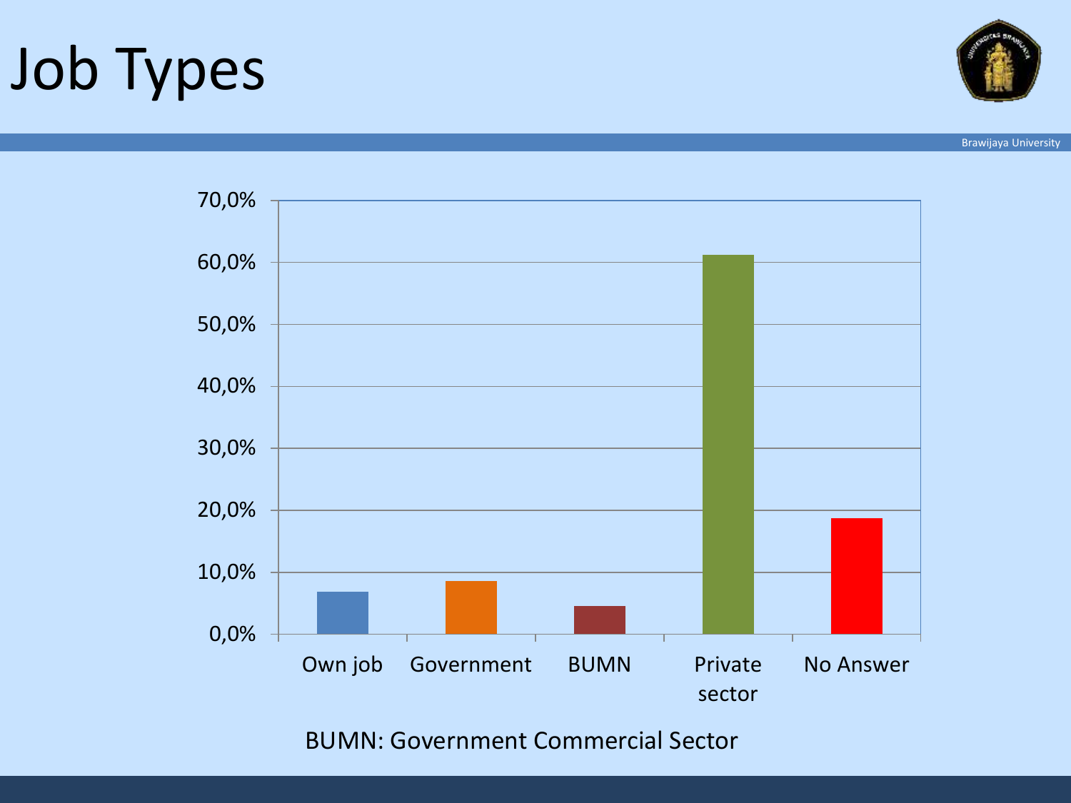# Job Types

70,0%
60,0%
50,0%
40,0%
30,0%
20,0%
10,0%
0,0%

Own job
Government
BUMN
Private sector
No Answer

BUMN: Government Commercial Sector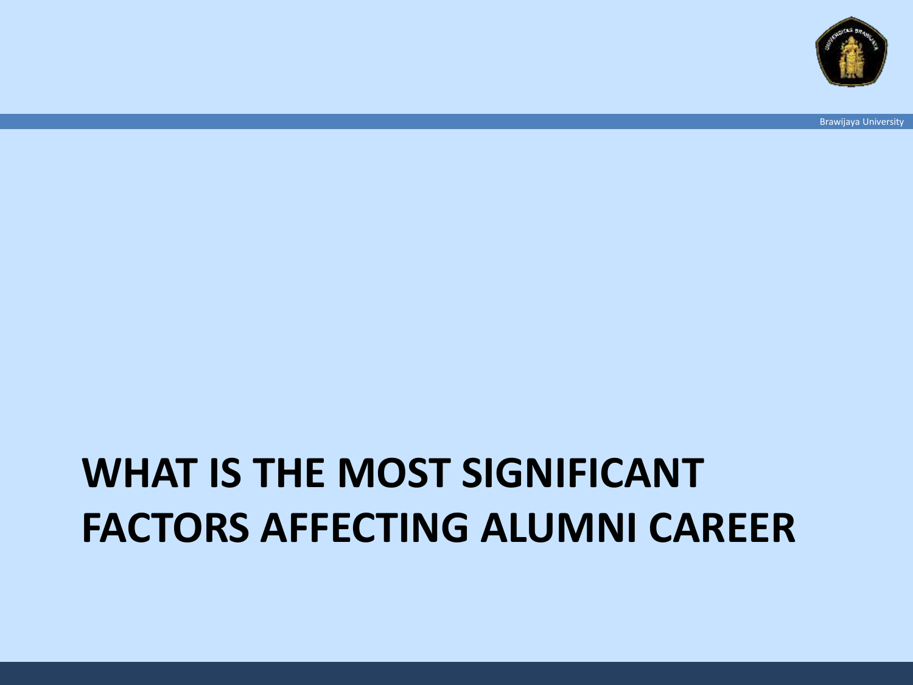# WHAT IS THE MOST SIGNIFICANT FACTORS AFFECTING ALUMNI CAREER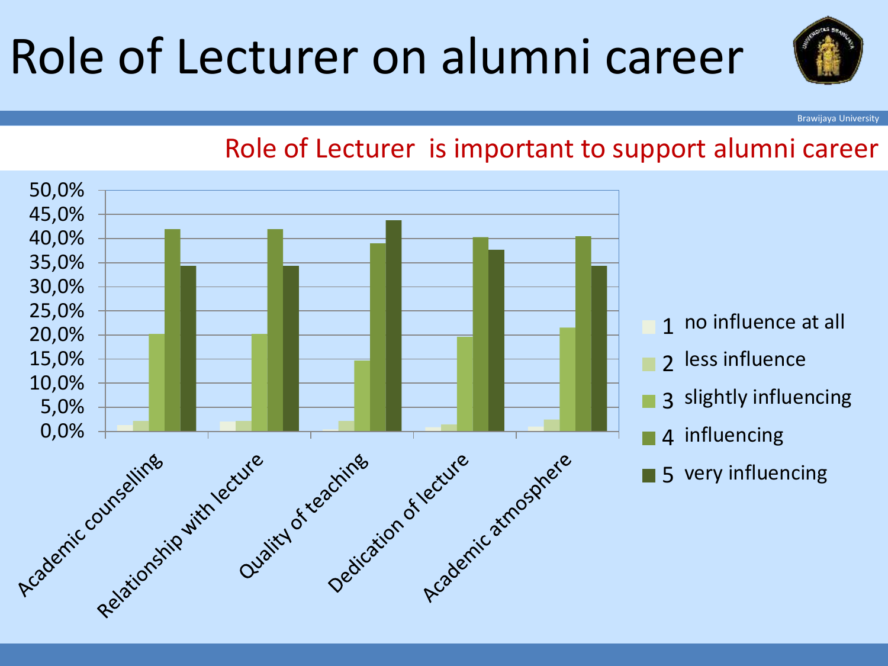# Role of Lecturer on alumni career

Brawijaya University

Role of Lecturer is important to support alumni career

50,0%
45,0%
40,0%
35,0%
30,0%
25,0%
20,0%
15,0%
10,0%
5,0%
0,0%

Academic counselling
Relationship with lecture
Quality of teaching
Dedication of lecture
Academic atmosphere

1 no influence at all
2 less influence
3 slightly influencing
4 influencing
5 very influencing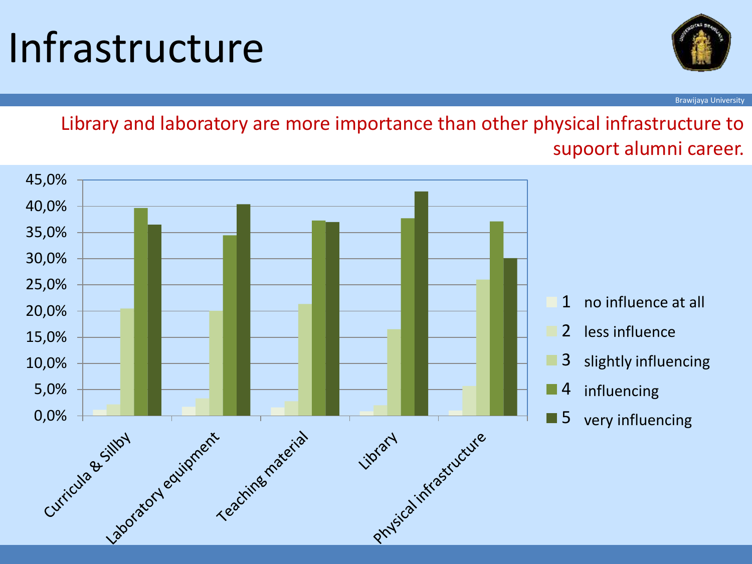# Infrastructure

Brawijaya University

Library and laboratory are more importance than other physical infrastructure to supoort alumni career.

45,0%
40,0%
35,0%
30,0%
25,0%
20,0%
15,0%
10,0%
5,0%
0,0%

Curricula & Sillby
Laboratory equipment
Teaching material
Library
Physical infrastructure

1 no influence at all
2 less influence
3 slightly influencing
4 influencing
5 very influencing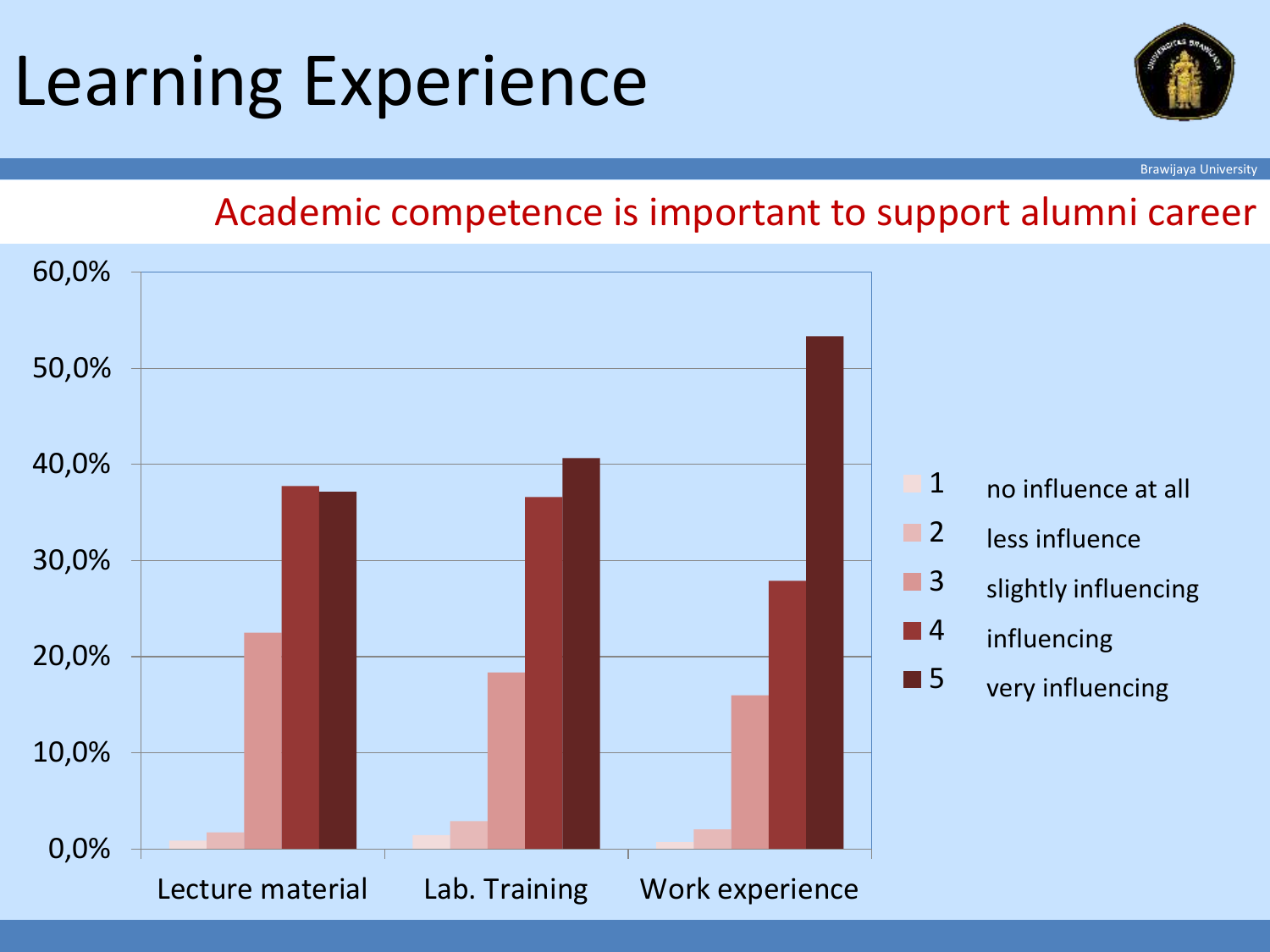# Learning Experience

Academic competence is important to support alumni career

60,0%
50,0%
40,0%
30,0%
20,0%
10,0%
0,0%

Lecture material
Lab. Training
Work experience

1 no influence at all
2 less influence
3 slightly influencing
4 influencing
5 very influencing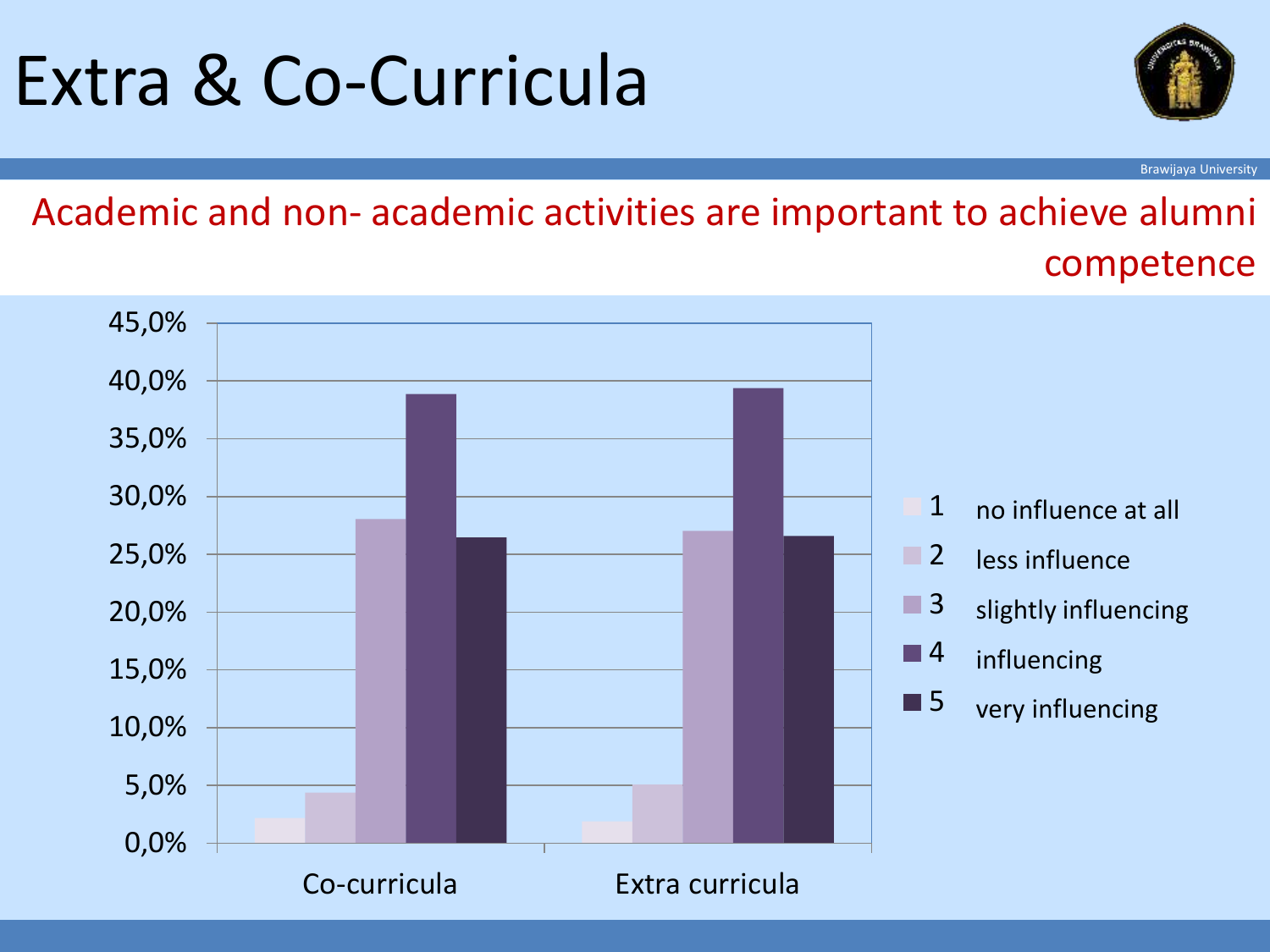# Extra & Co-Curricula

Academic and non- academic activities are important to achieve alumni competence

45,0%
40,0%
35,0%
30,0%
25,0%
20,0%
15,0%
10,0%
5,0%
0,0%

Co-curricula
Extra curricula

1 no influence at all
2 less influence
3 slightly influencing
4 influencing
5 very influencing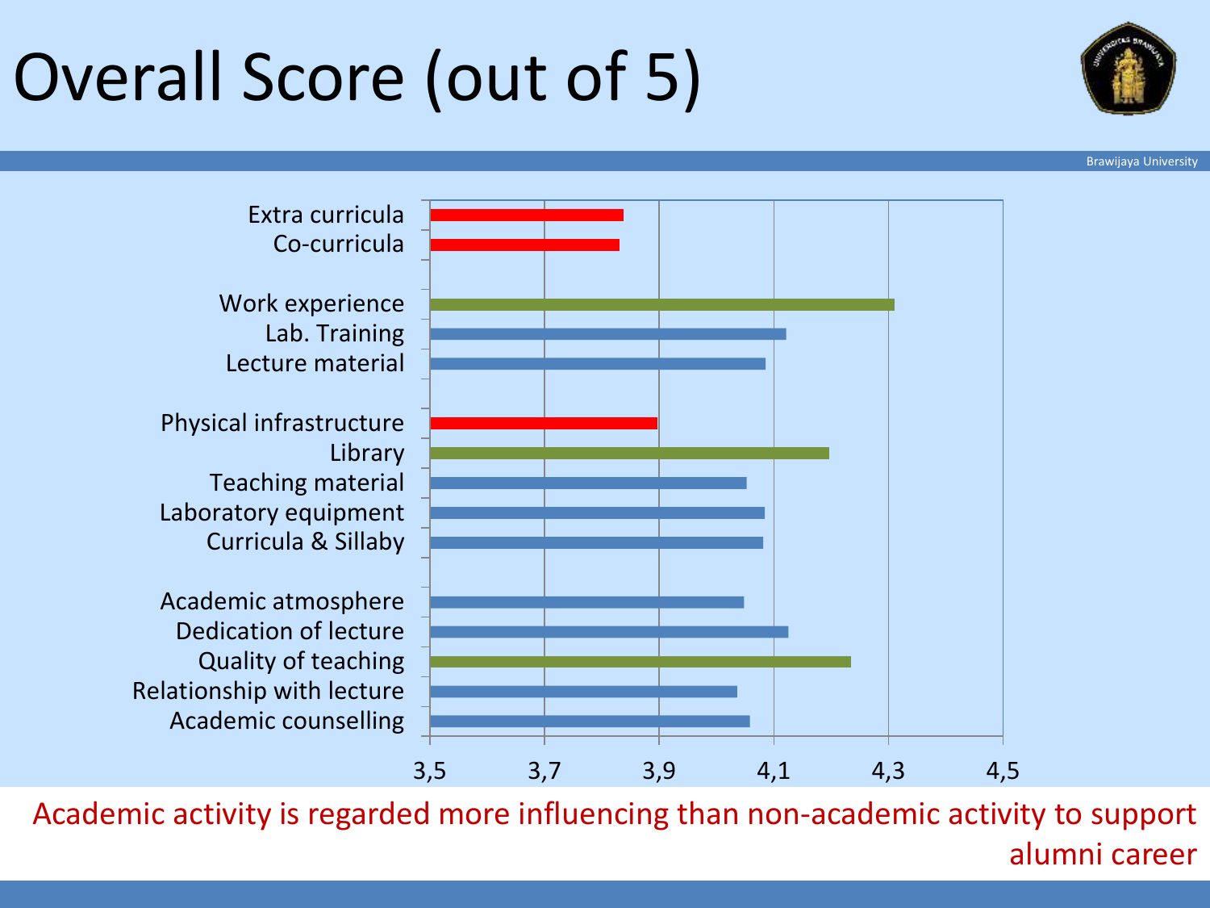# Overall Score (out of 5)

| Item | Score (approx.) |
|---|---|
| Extra curricula | 3,84 |
| Co-curricula | 3,83 |
| Work experience | 4,31 |
| Lab. Training | 4,12 |
| Lecture material | 4,09 |
| Physical infrastructure | 3,90 |
| Library | 4,20 |
| Teaching material | 4,05 |
| Laboratory equipment | 4,08 |
| Curricula & Sillaby | 4,08 |
| Academic atmosphere | 4,05 |
| Dedication of lecture | 4,13 |
| Quality of teaching | 4,24 |
| Relationship with lecture | 4,04 |
| Academic counselling | 4,06 |

3,5 3,7 3,9 4,1 4,3 4,5

Academic activity is regarded more influencing than non-academic activity to support alumni career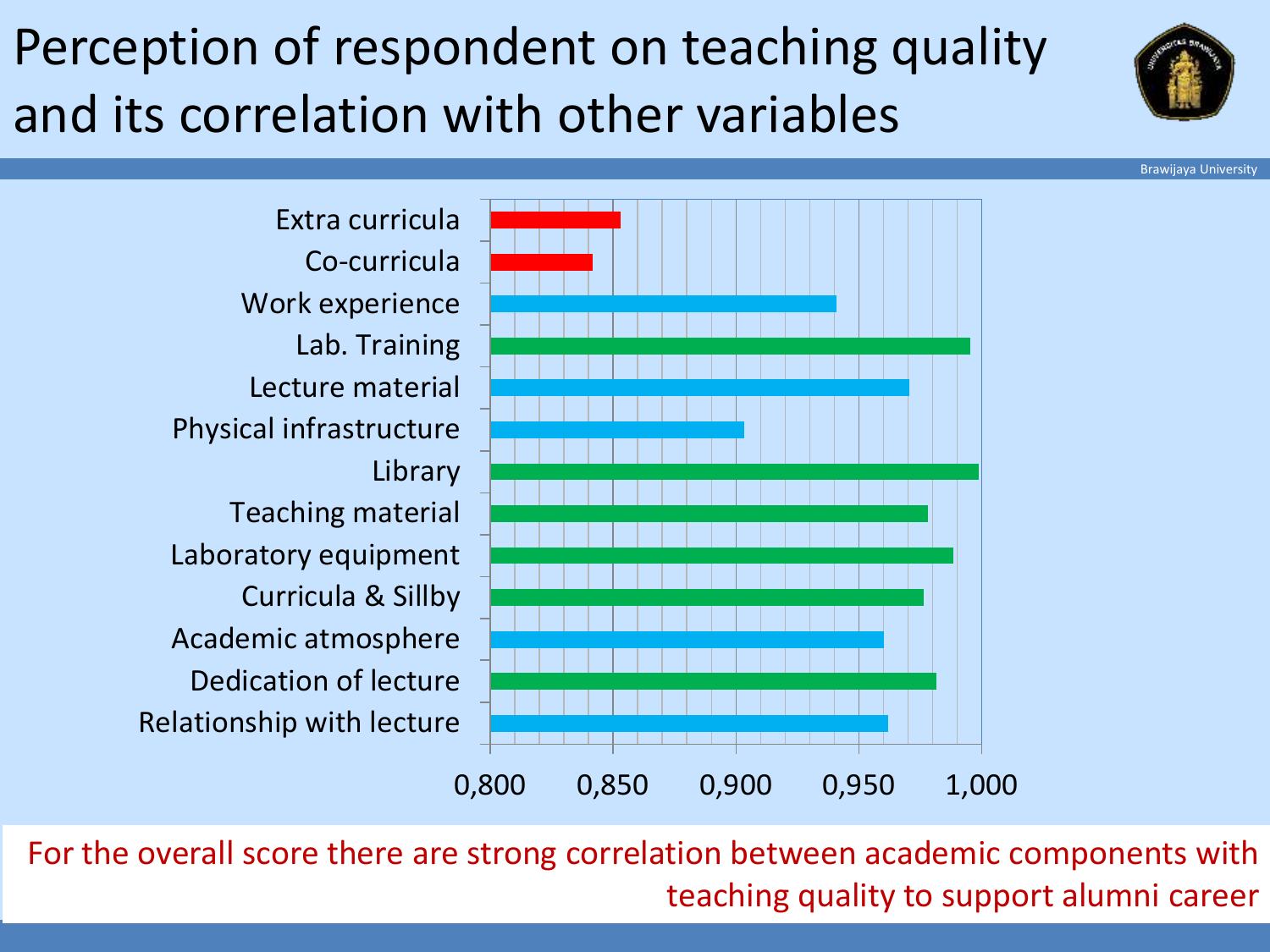# Perception of respondent on teaching quality and its correlation with other variables

Brawijaya University

Extra curricula
Co-curricula
Work experience
Lab. Training
Lecture material
Physical infrastructure
Library
Teaching material
Laboratory equipment
Curricula & Sillby
Academic atmosphere
Dedication of lecture
Relationship with lecture

0,800 0,850 0,900 0,950 1,000

For the overall score there are strong correlation between academic components with teaching quality to support alumni career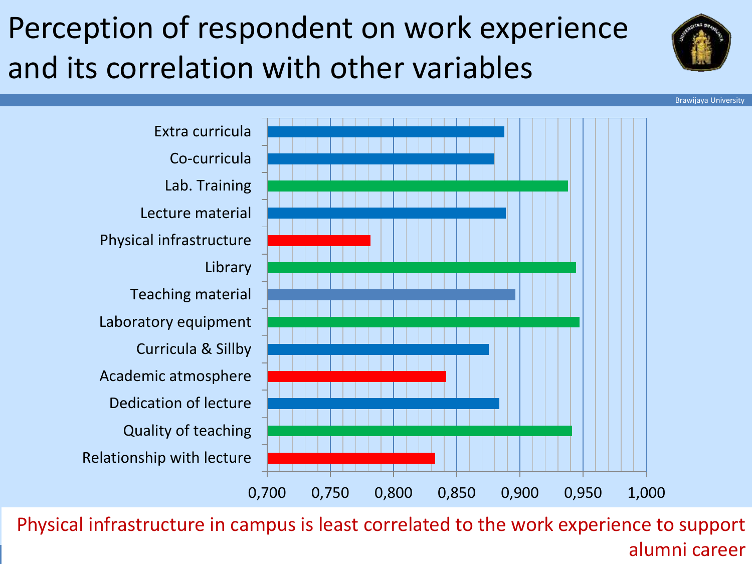# Perception of respondent on work experience and its correlation with other variables

Brawijaya University

Extra curricula
Co-curricula
Lab. Training
Lecture material
Physical infrastructure
Library
Teaching material
Laboratory equipment
Curricula & Sillby
Academic atmosphere
Dedication of lecture
Quality of teaching
Relationship with lecture

0,700 0,750 0,800 0,850 0,900 0,950 1,000

Physical infrastructure in campus is least correlated to the work experience to support alumni career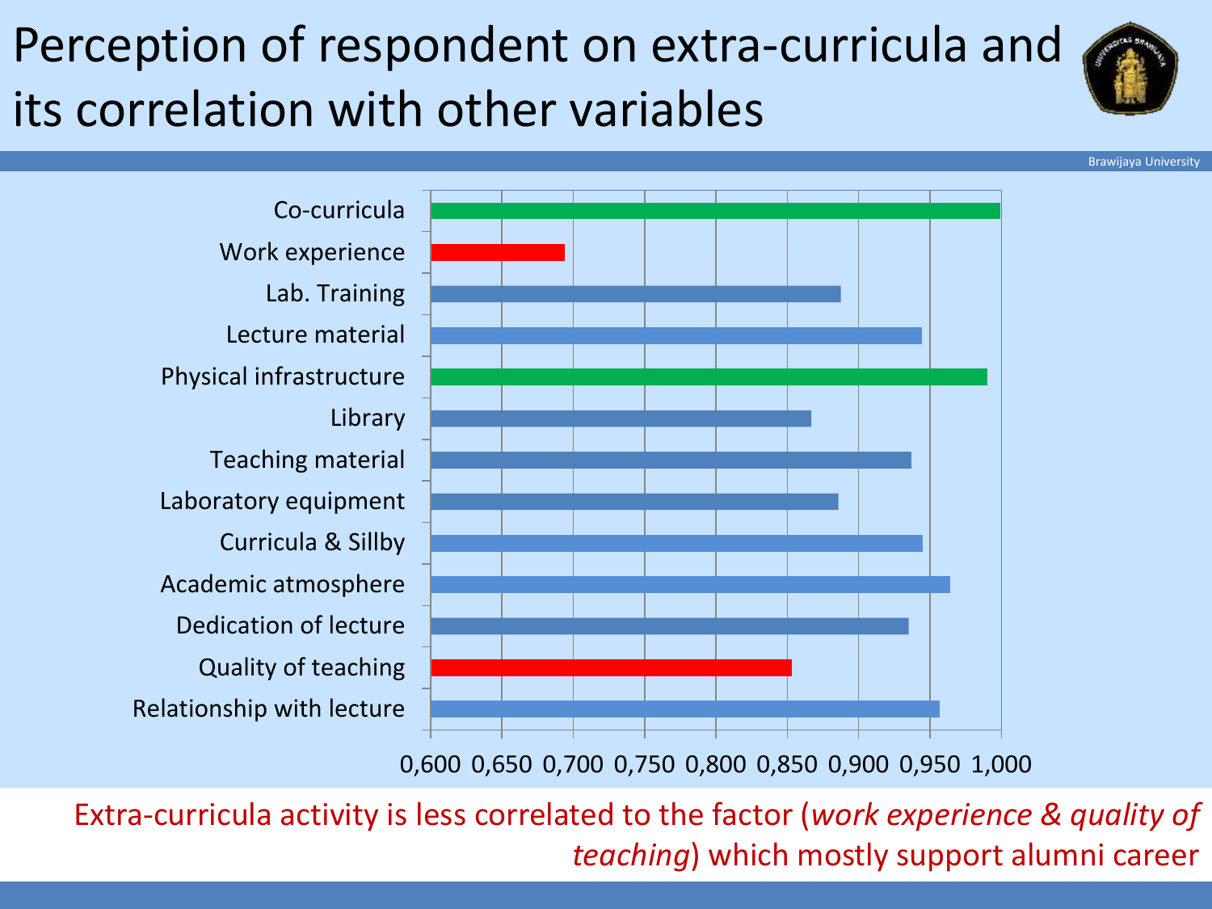# Perception of respondent on extra-curricula and its correlation with other variables

Brawijaya University

Co-curricula
Work experience
Lab. Training
Lecture material
Physical infrastructure
Library
Teaching material
Laboratory equipment
Curricula & Sillby
Academic atmosphere
Dedication of lecture
Quality of teaching
Relationship with lecture

0,600 0,650 0,700 0,750 0,800 0,850 0,900 0,950 1,000

Extra-curricula activity is less correlated to the factor (*work experience & quality of teaching*) which mostly support alumni career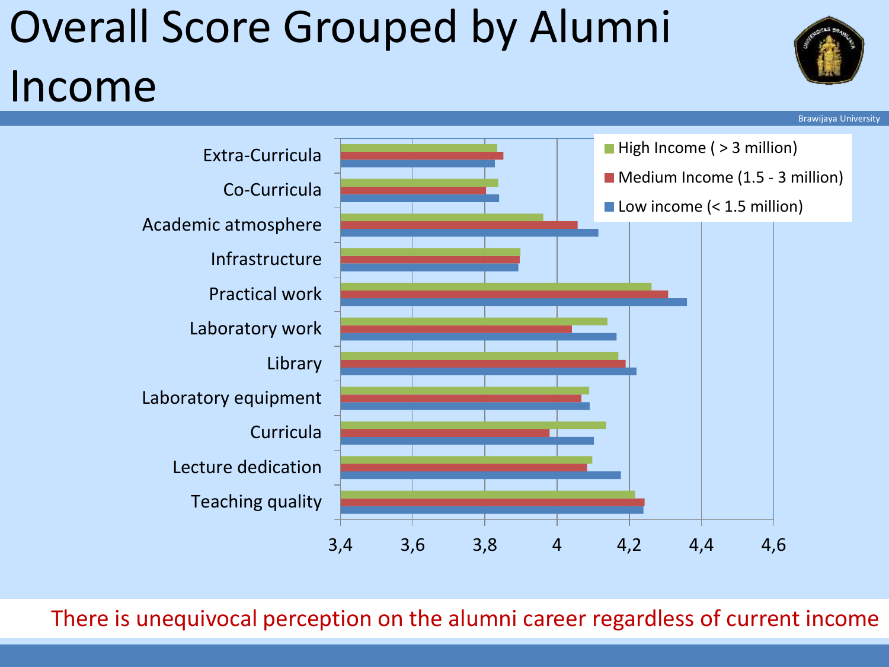# Overall Score Grouped by Alumni Income

Brawijaya University

High Income ( > 3 million)
Medium Income (1.5 - 3 million)
Low income (< 1.5 million)

Extra-Curricula
Co-Curricula
Academic atmosphere
Infrastructure
Practical work
Laboratory work
Library
Laboratory equipment
Curricula
Lecture dedication
Teaching quality

3,4
3,6
3,8
4
4,2
4,4
4,6

There is unequivocal perception on the alumni career regardless of current income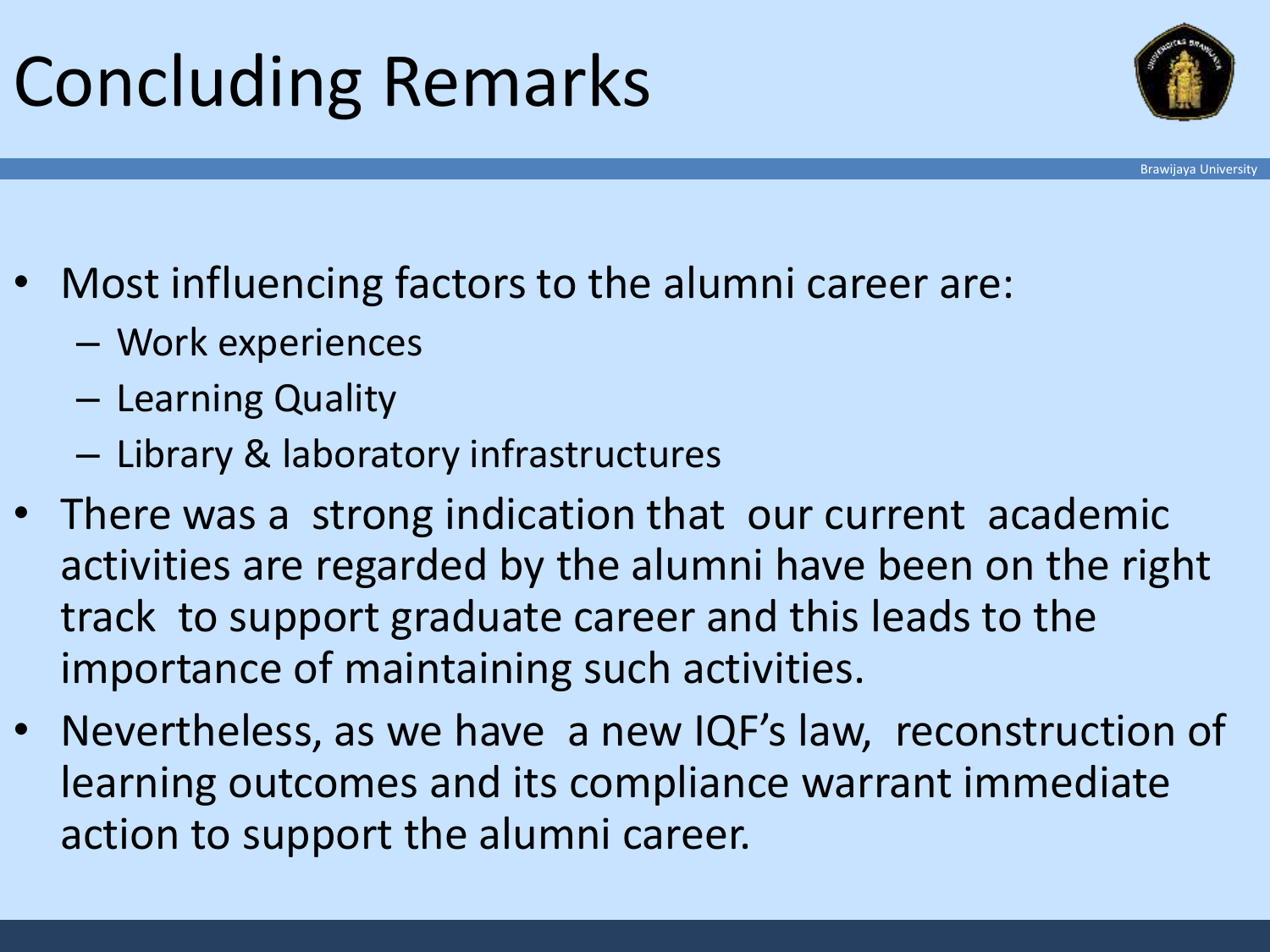# Concluding Remarks

- Most influencing factors to the alumni career are:
  - Work experiences
  - Learning Quality
  - Library & laboratory infrastructures
- There was a strong indication that our current academic activities are regarded by the alumni have been on the right track to support graduate career and this leads to the importance of maintaining such activities.
- Nevertheless, as we have a new IQF's law, reconstruction of learning outcomes and its compliance warrant immediate action to support the alumni career.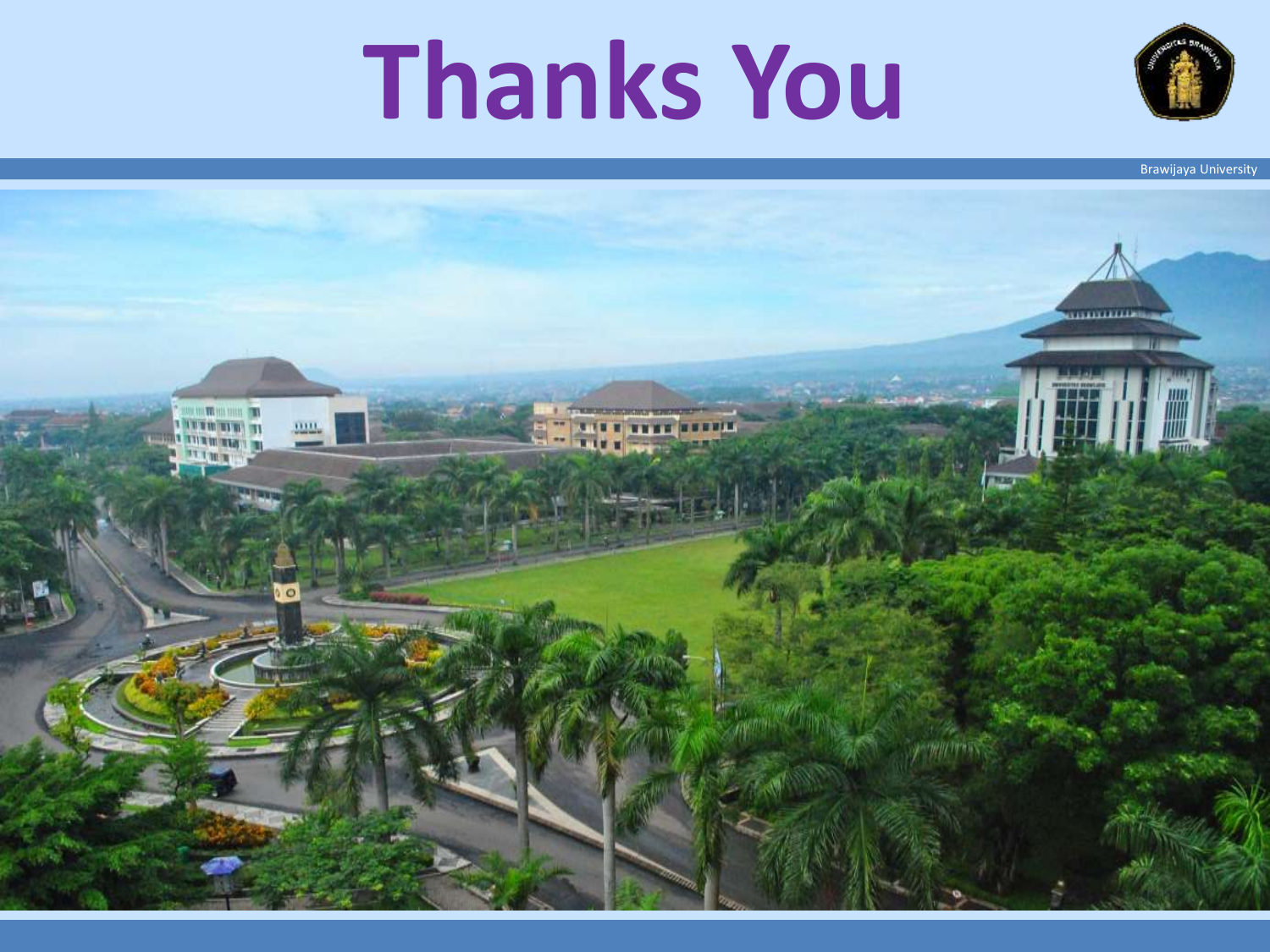# Thanks You

Brawijaya University